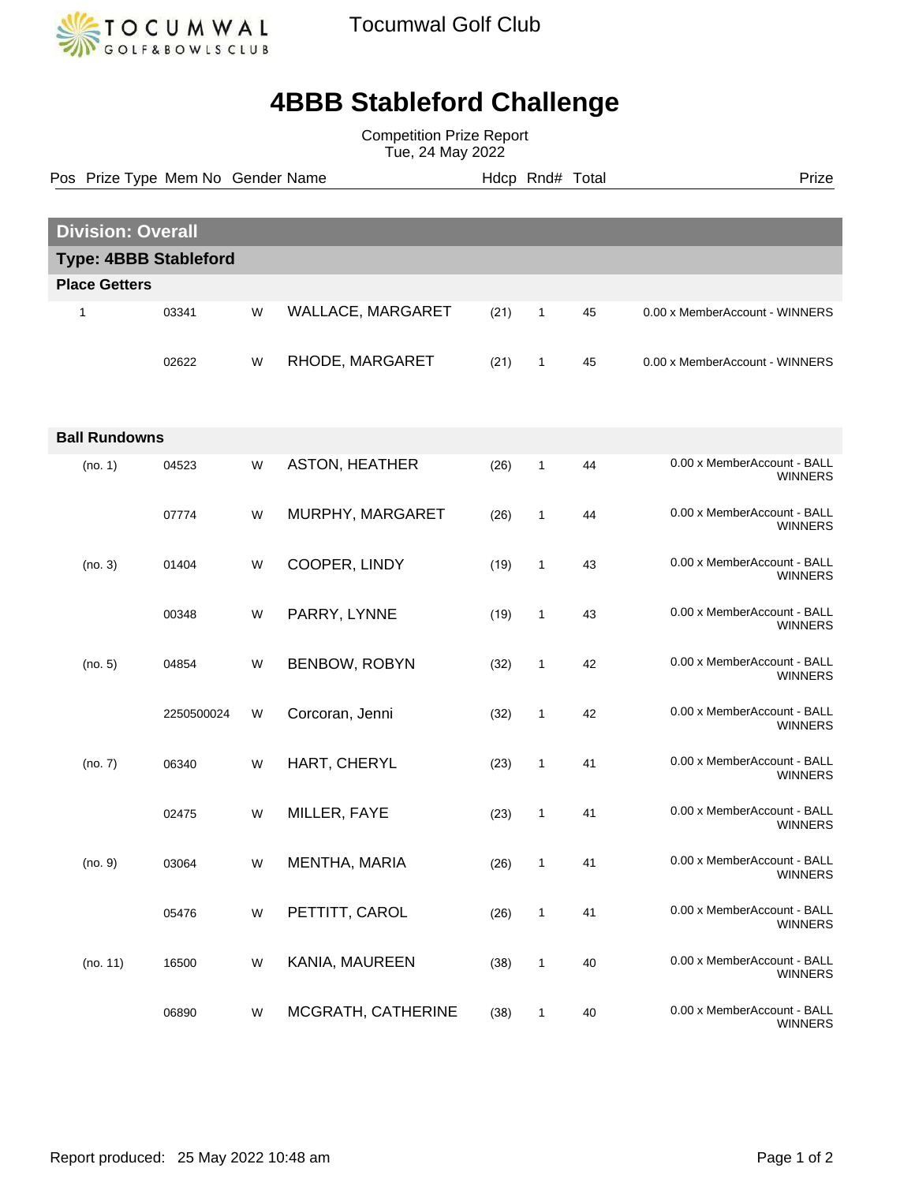Tocumwal Golf Club

# 4BBB Stableford Challenge

Competition Prize Report
Tue, 24 May 2022

## Division: Overall

### Type: 4BBB Stableford

| Pos | Prize Type | Mem No | Gender | Name | Hdcp | Rnd# | Total | Prize |
|---|---|---|---|---|---|---|---|---|
| **Place Getters** | | | | | | | | |
| 1 | | 03341 | W | WALLACE, MARGARET | (21) | 1 | 45 | 0.00 x MemberAccount - WINNERS |
| | | 02622 | W | RHODE, MARGARET | (21) | 1 | 45 | 0.00 x MemberAccount - WINNERS |
| **Ball Rundowns** | | | | | | | | |
| (no. 1) | | 04523 | W | ASTON, HEATHER | (26) | 1 | 44 | 0.00 x MemberAccount - BALL WINNERS |
| | | 07774 | W | MURPHY, MARGARET | (26) | 1 | 44 | 0.00 x MemberAccount - BALL WINNERS |
| (no. 3) | | 01404 | W | COOPER, LINDY | (19) | 1 | 43 | 0.00 x MemberAccount - BALL WINNERS |
| | | 00348 | W | PARRY, LYNNE | (19) | 1 | 43 | 0.00 x MemberAccount - BALL WINNERS |
| (no. 5) | | 04854 | W | BENBOW, ROBYN | (32) | 1 | 42 | 0.00 x MemberAccount - BALL WINNERS |
| | | 2250500024 | W | Corcoran, Jenni | (32) | 1 | 42 | 0.00 x MemberAccount - BALL WINNERS |
| (no. 7) | | 06340 | W | HART, CHERYL | (23) | 1 | 41 | 0.00 x MemberAccount - BALL WINNERS |
| | | 02475 | W | MILLER, FAYE | (23) | 1 | 41 | 0.00 x MemberAccount - BALL WINNERS |
| (no. 9) | | 03064 | W | MENTHA, MARIA | (26) | 1 | 41 | 0.00 x MemberAccount - BALL WINNERS |
| | | 05476 | W | PETTITT, CAROL | (26) | 1 | 41 | 0.00 x MemberAccount - BALL WINNERS |
| (no. 11) | | 16500 | W | KANIA, MAUREEN | (38) | 1 | 40 | 0.00 x MemberAccount - BALL WINNERS |
| | | 06890 | W | MCGRATH, CATHERINE | (38) | 1 | 40 | 0.00 x MemberAccount - BALL WINNERS |

Report produced: 25 May 2022 10:48 am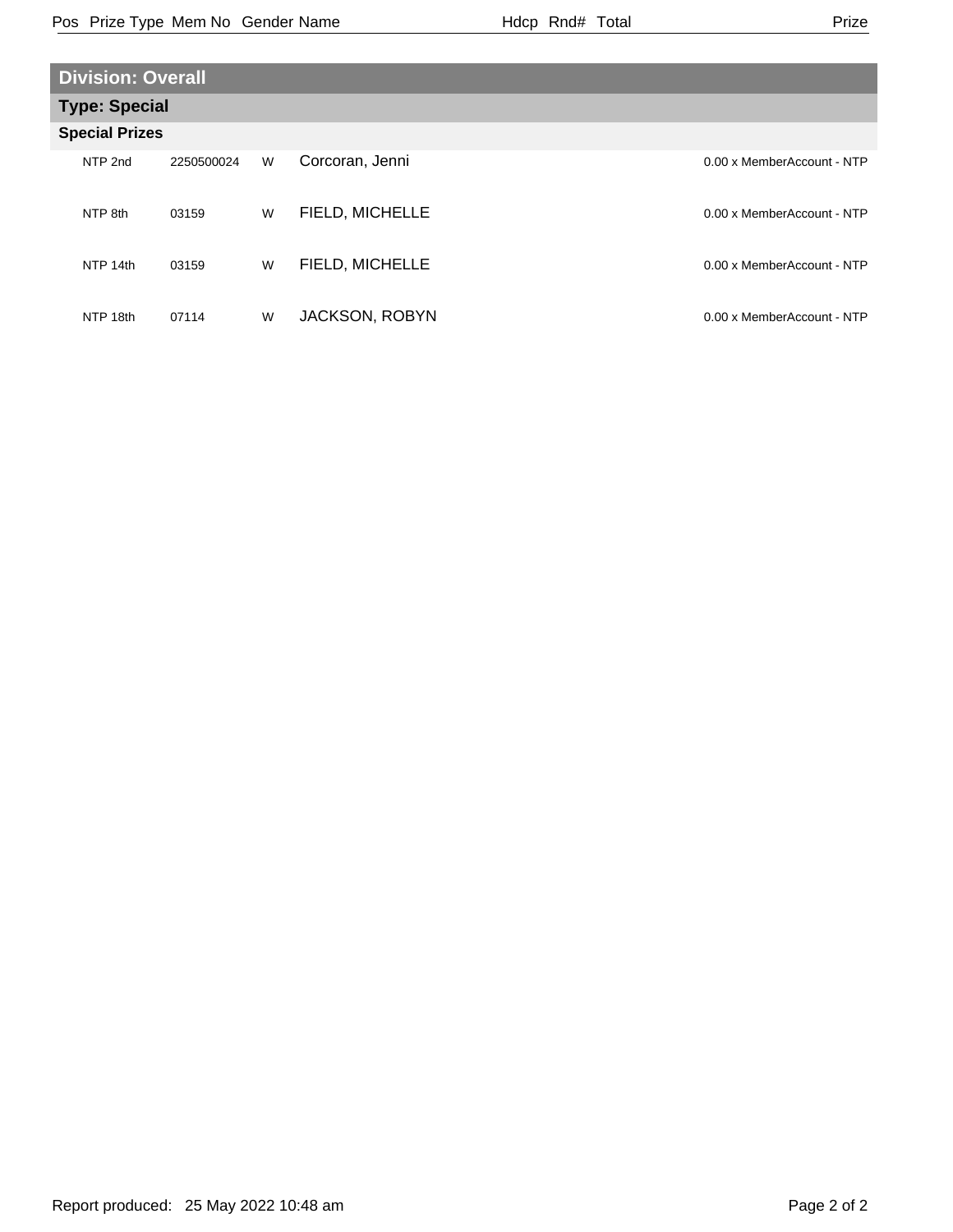| Pos | Prize Type | Mem No | Gender | Name | Hdcp | Rnd# | Total | Prize |
|---|---|---|---|---|---|---|---|---|

## Division: Overall

### Type: Special

**Special Prizes**

| Pos | Prize Type | Mem No | Gender | Name | Hdcp | Rnd# | Total | Prize |
|---|---|---|---|---|---|---|---|---|
| | NTP 2nd | 2250500024 | W | Corcoran, Jenni | | | | 0.00 x MemberAccount - NTP |
| | NTP 8th | 03159 | W | FIELD, MICHELLE | | | | 0.00 x MemberAccount - NTP |
| | NTP 14th | 03159 | W | FIELD, MICHELLE | | | | 0.00 x MemberAccount - NTP |
| | NTP 18th | 07114 | W | JACKSON, ROBYN | | | | 0.00 x MemberAccount - NTP |

Report produced: 25 May 2022 10:48 am